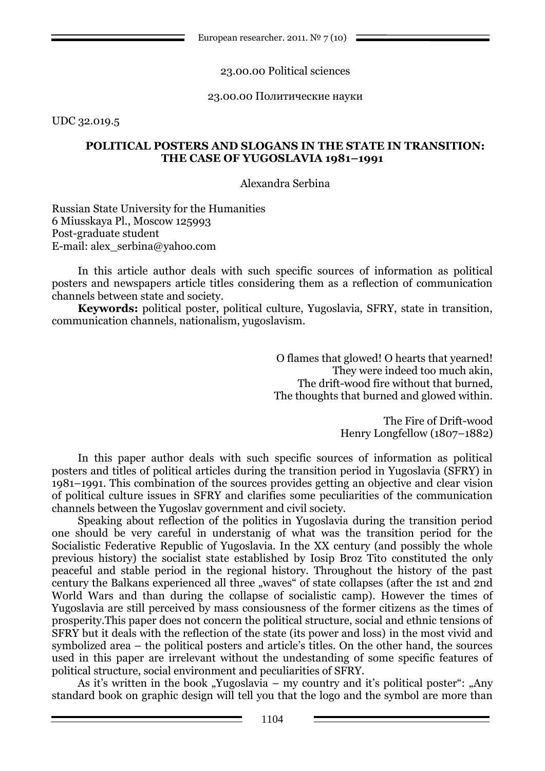23.00.00 Political sciences

23.00.00 Политические науки

UDC 32.019.5

# POLITICAL POSTERS AND SLOGANS IN THE STATE IN TRANSITION: THE CASE OF YUGOSLAVIA 1981–1991

Alexandra Serbina

Russian State University for the Humanities
6 Miusskaya Pl., Moscow 125993
Post-graduate student
E-mail: alex_serbina@yahoo.com

In this article author deals with such specific sources of information as political posters and newspapers article titles considering them as a reflection of communication channels between state and society.

**Keywords:** political poster, political culture, Yugoslavia, SFRY, state in transition, communication channels, nationalism, yugoslavism.

> O flames that glowed! O hearts that yearned!
> They were indeed too much akin,
> The drift-wood fire without that burned,
> The thoughts that burned and glowed within.
>
> The Fire of Drift-wood
> Henry Longfellow (1807–1882)

In this paper author deals with such specific sources of information as political posters and titles of political articles during the transition period in Yugoslavia (SFRY) in 1981–1991. This combination of the sources provides getting an objective and clear vision of political culture issues in SFRY and clarifies some peculiarities of the communication channels between the Yugoslav government and civil society.

Speaking about reflection of the politics in Yugoslavia during the transition period one should be very careful in understanig of what was the transition period for the Socialistic Federative Republic of Yugoslavia. In the XX century (and possibly the whole previous history) the socialist state established by Iosip Broz Tito constituted the only peaceful and stable period in the regional history. Throughout the history of the past century the Balkans experienced all three „waves" of state collapses (after the 1st and 2nd World Wars and than during the collapse of socialistic camp). However the times of Yugoslavia are still perceived by mass consiousness of the former citizens as the times of prosperity.This paper does not concern the political structure, social and ethnic tensions of SFRY but it deals with the reflection of the state (its power and loss) in the most vivid and symbolized area – the political posters and article's titles. On the other hand, the sources used in this paper are irrelevant without the undestanding of some specific features of political structure, social environment and peculiarities of SFRY.

As it's written in the book „Yugoslavia – my country and it's political poster": „Any standard book on graphic design will tell you that the logo and the symbol are more than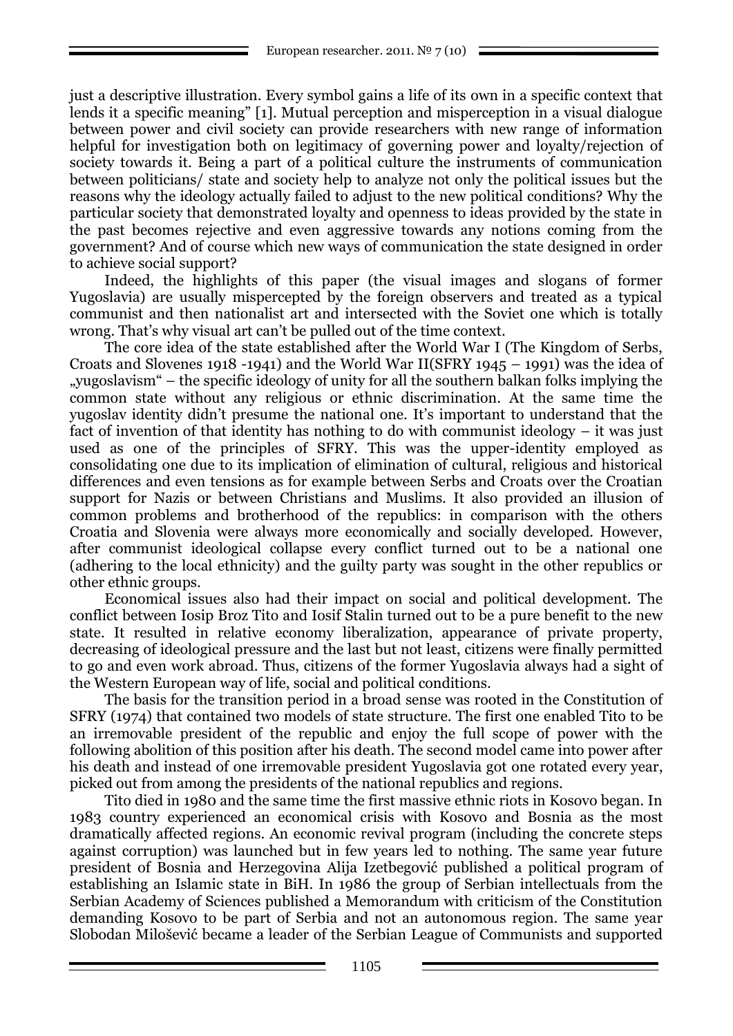just a descriptive illustration. Every symbol gains a life of its own in a specific context that lends it a specific meaning" [1]. Mutual perception and misperception in a visual dialogue between power and civil society can provide researchers with new range of information helpful for investigation both on legitimacy of governing power and loyalty/rejection of society towards it. Being a part of a political culture the instruments of communication between politicians/ state and society help to analyze not only the political issues but the reasons why the ideology actually failed to adjust to the new political conditions? Why the particular society that demonstrated loyalty and openness to ideas provided by the state in the past becomes rejective and even aggressive towards any notions coming from the government? And of course which new ways of communication the state designed in order to achieve social support?

Indeed, the highlights of this paper (the visual images and slogans of former Yugoslavia) are usually mispercepted by the foreign observers and treated as a typical communist and then nationalist art and intersected with the Soviet one which is totally wrong. That's why visual art can't be pulled out of the time context.

The core idea of the state established after the World War I (The Kingdom of Serbs, Croats and Slovenes 1918 -1941) and the World War II(SFRY 1945 – 1991) was the idea of „yugoslavism" – the specific ideology of unity for all the southern balkan folks implying the common state without any religious or ethnic discrimination. At the same time the yugoslav identity didn't presume the national one. It's important to understand that the fact of invention of that identity has nothing to do with communist ideology – it was just used as one of the principles of SFRY. This was the upper-identity employed as consolidating one due to its implication of elimination of cultural, religious and historical differences and even tensions as for example between Serbs and Croats over the Croatian support for Nazis or between Christians and Muslims. It also provided an illusion of common problems and brotherhood of the republics: in comparison with the others Croatia and Slovenia were always more economically and socially developed. However, after communist ideological collapse every conflict turned out to be a national one (adhering to the local ethnicity) and the guilty party was sought in the other republics or other ethnic groups.

Economical issues also had their impact on social and political development. The conflict between Iosip Broz Tito and Iosif Stalin turned out to be a pure benefit to the new state. It resulted in relative economy liberalization, appearance of private property, decreasing of ideological pressure and the last but not least, citizens were finally permitted to go and even work abroad. Thus, citizens of the former Yugoslavia always had a sight of the Western European way of life, social and political conditions.

The basis for the transition period in a broad sense was rooted in the Constitution of SFRY (1974) that contained two models of state structure. The first one enabled Tito to be an irremovable president of the republic and enjoy the full scope of power with the following abolition of this position after his death. The second model came into power after his death and instead of one irremovable president Yugoslavia got one rotated every year, picked out from among the presidents of the national republics and regions.

Tito died in 1980 and the same time the first massive ethnic riots in Kosovo began. In 1983 country experienced an economical crisis with Kosovo and Bosnia as the most dramatically affected regions. An economic revival program (including the concrete steps against corruption) was launched but in few years led to nothing. The same year future president of Bosnia and Herzegovina Alija Izetbegović published a political program of establishing an Islamic state in BiH. In 1986 the group of Serbian intellectuals from the Serbian Academy of Sciences published a Memorandum with criticism of the Constitution demanding Kosovo to be part of Serbia and not an autonomous region. The same year Slobodan Milošević became a leader of the Serbian League of Communists and supported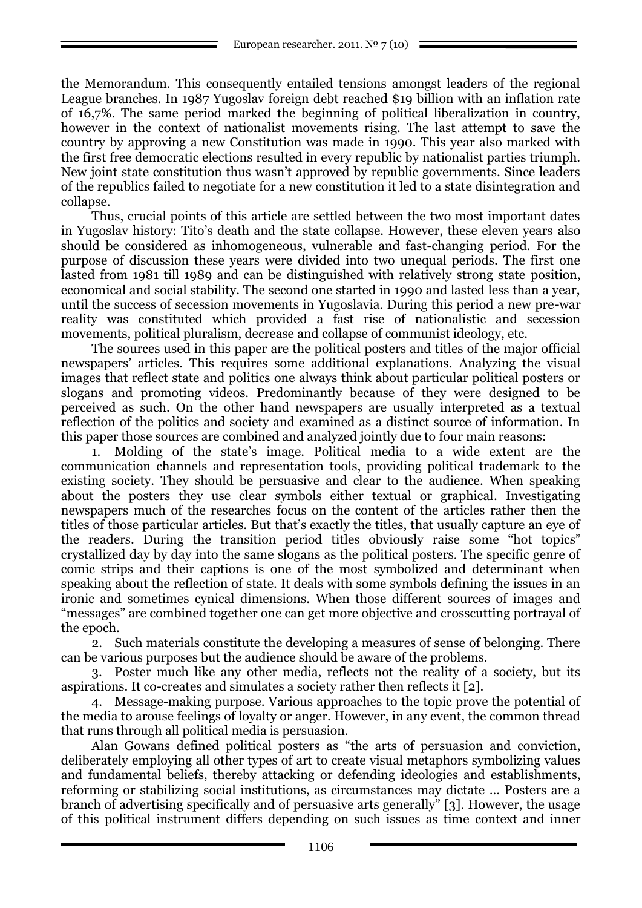the Memorandum. This consequently entailed tensions amongst leaders of the regional League branches. In 1987 Yugoslav foreign debt reached $19 billion with an inflation rate of 16,7%. The same period marked the beginning of political liberalization in country, however in the context of nationalist movements rising. The last attempt to save the country by approving a new Constitution was made in 1990. This year also marked with the first free democratic elections resulted in every republic by nationalist parties triumph. New joint state constitution thus wasn't approved by republic governments. Since leaders of the republics failed to negotiate for a new constitution it led to a state disintegration and collapse.

Thus, crucial points of this article are settled between the two most important dates in Yugoslav history: Tito's death and the state collapse. However, these eleven years also should be considered as inhomogeneous, vulnerable and fast-changing period. For the purpose of discussion these years were divided into two unequal periods. The first one lasted from 1981 till 1989 and can be distinguished with relatively strong state position, economical and social stability. The second one started in 1990 and lasted less than a year, until the success of secession movements in Yugoslavia. During this period a new pre-war reality was constituted which provided a fast rise of nationalistic and secession movements, political pluralism, decrease and collapse of communist ideology, etc.

The sources used in this paper are the political posters and titles of the major official newspapers' articles. This requires some additional explanations. Analyzing the visual images that reflect state and politics one always think about particular political posters or slogans and promoting videos. Predominantly because of they were designed to be perceived as such. On the other hand newspapers are usually interpreted as a textual reflection of the politics and society and examined as a distinct source of information. In this paper those sources are combined and analyzed jointly due to four main reasons:

1. Molding of the state's image. Political media to a wide extent are the communication channels and representation tools, providing political trademark to the existing society. They should be persuasive and clear to the audience. When speaking about the posters they use clear symbols either textual or graphical. Investigating newspapers much of the researches focus on the content of the articles rather then the titles of those particular articles. But that's exactly the titles, that usually capture an eye of the readers. During the transition period titles obviously raise some "hot topics" crystallized day by day into the same slogans as the political posters. The specific genre of comic strips and their captions is one of the most symbolized and determinant when speaking about the reflection of state. It deals with some symbols defining the issues in an ironic and sometimes cynical dimensions. When those different sources of images and "messages" are combined together one can get more objective and crosscutting portrayal of the epoch.

2. Such materials constitute the developing a measures of sense of belonging. There can be various purposes but the audience should be aware of the problems.

3. Poster much like any other media, reflects not the reality of a society, but its aspirations. It co-creates and simulates a society rather then reflects it [2].

4. Message-making purpose. Various approaches to the topic prove the potential of the media to arouse feelings of loyalty or anger. However, in any event, the common thread that runs through all political media is persuasion.

Alan Gowans defined political posters as "the arts of persuasion and conviction, deliberately employing all other types of art to create visual metaphors symbolizing values and fundamental beliefs, thereby attacking or defending ideologies and establishments, reforming or stabilizing social institutions, as circumstances may dictate … Posters are a branch of advertising specifically and of persuasive arts generally" [3]. However, the usage of this political instrument differs depending on such issues as time context and inner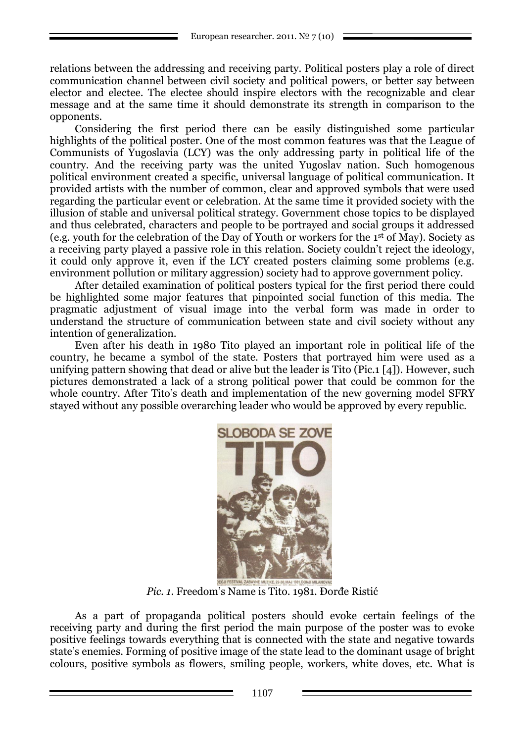relations between the addressing and receiving party. Political posters play a role of direct communication channel between civil society and political powers, or better say between elector and electee. The electee should inspire electors with the recognizable and clear message and at the same time it should demonstrate its strength in comparison to the opponents.

Considering the first period there can be easily distinguished some particular highlights of the political poster. One of the most common features was that the League of Communists of Yugoslavia (LCY) was the only addressing party in political life of the country. And the receiving party was the united Yugoslav nation. Such homogenous political environment created a specific, universal language of political communication. It provided artists with the number of common, clear and approved symbols that were used regarding the particular event or celebration. At the same time it provided society with the illusion of stable and universal political strategy. Government chose topics to be displayed and thus celebrated, characters and people to be portrayed and social groups it addressed (e.g. youth for the celebration of the Day of Youth or workers for the 1st of May). Society as a receiving party played a passive role in this relation. Society couldn't reject the ideology, it could only approve it, even if the LCY created posters claiming some problems (e.g. environment pollution or military aggression) society had to approve government policy.

After detailed examination of political posters typical for the first period there could be highlighted some major features that pinpointed social function of this media. The pragmatic adjustment of visual image into the verbal form was made in order to understand the structure of communication between state and civil society without any intention of generalization.

Even after his death in 1980 Tito played an important role in political life of the country, he became a symbol of the state. Posters that portrayed him were used as a unifying pattern showing that dead or alive but the leader is Tito (Pic.1 [4]). However, such pictures demonstrated a lack of a strong political power that could be common for the whole country. After Tito's death and implementation of the new governing model SFRY stayed without any possible overarching leader who would be approved by every republic.

*Pic. 1.* Freedom's Name is Tito. 1981. Đorđe Ristić

As a part of propaganda political posters should evoke certain feelings of the receiving party and during the first period the main purpose of the poster was to evoke positive feelings towards everything that is connected with the state and negative towards state's enemies. Forming of positive image of the state lead to the dominant usage of bright colours, positive symbols as flowers, smiling people, workers, white doves, etc. What is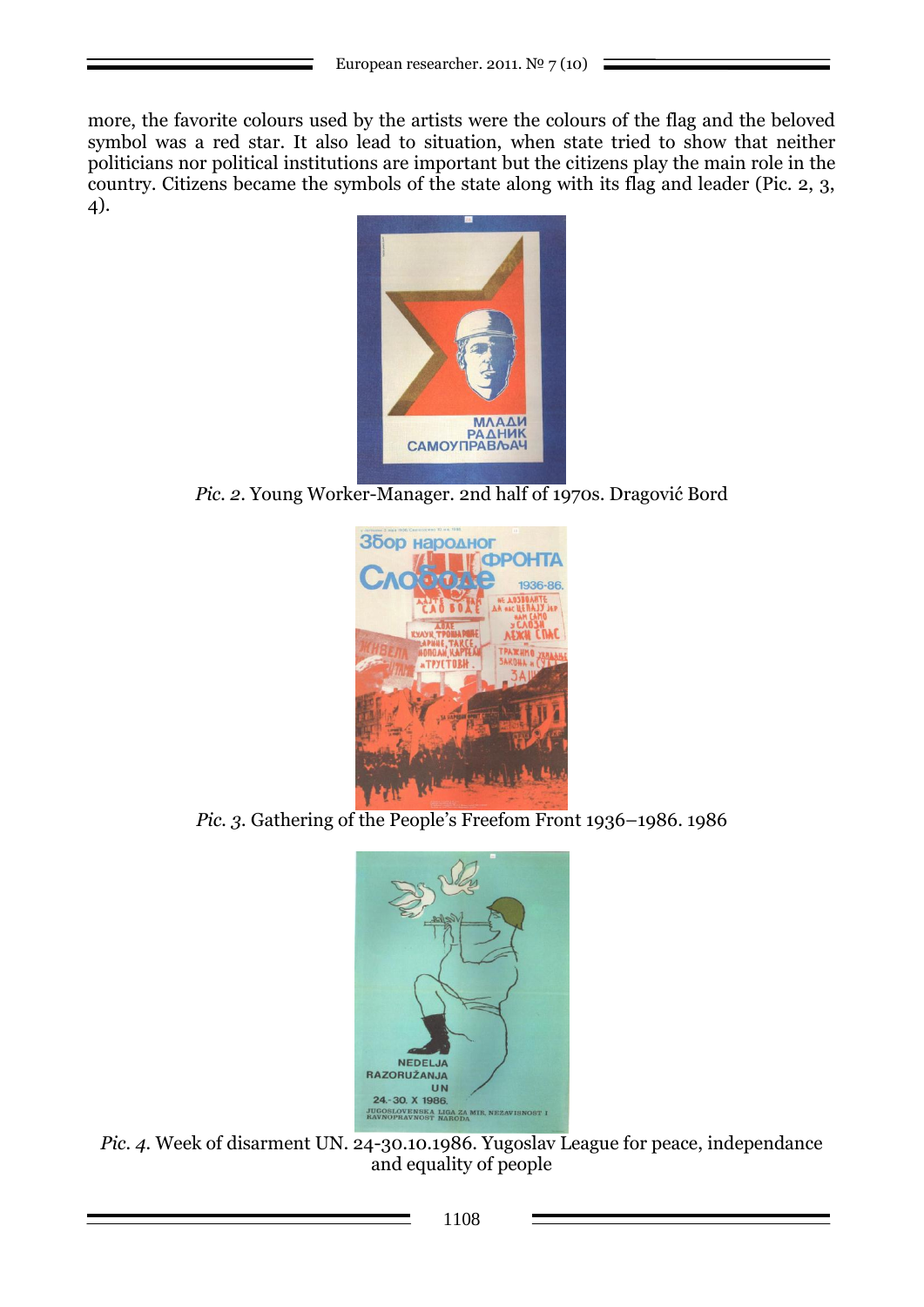more, the favorite colours used by the artists were the colours of the flag and the beloved symbol was a red star. It also lead to situation, when state tried to show that neither politicians nor political institutions are important but the citizens play the main role in the country. Citizens became the symbols of the state along with its flag and leader (Pic. 2, 3, 4).

*Pic. 2*. Young Worker-Manager. 2nd half of 1970s. Dragović Bord

*Pic. 3*. Gathering of the People's Freefom Front 1936–1986. 1986

*Pic. 4*. Week of disarment UN. 24-30.10.1986. Yugoslav League for peace, independance and equality of people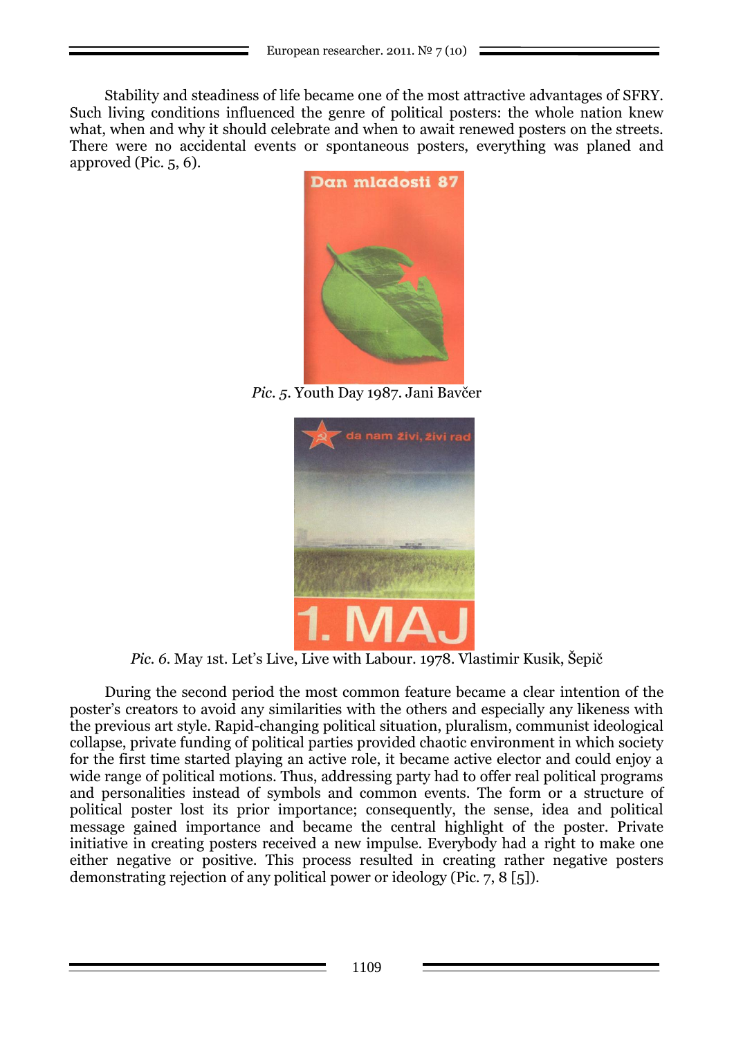Stability and steadiness of life became one of the most attractive advantages of SFRY. Such living conditions influenced the genre of political posters: the whole nation knew what, when and why it should celebrate and when to await renewed posters on the streets. There were no accidental events or spontaneous posters, everything was planed and approved (Pic. 5, 6).

*Pic. 5*. Youth Day 1987. Jani Bavčer

*Pic. 6*. May 1st. Let's Live, Live with Labour. 1978. Vlastimir Kusik, Šepič

During the second period the most common feature became a clear intention of the poster's creators to avoid any similarities with the others and especially any likeness with the previous art style. Rapid-changing political situation, pluralism, communist ideological collapse, private funding of political parties provided chaotic environment in which society for the first time started playing an active role, it became active elector and could enjoy a wide range of political motions. Thus, addressing party had to offer real political programs and personalities instead of symbols and common events. The form or a structure of political poster lost its prior importance; consequently, the sense, idea and political message gained importance and became the central highlight of the poster. Private initiative in creating posters received a new impulse. Everybody had a right to make one either negative or positive. This process resulted in creating rather negative posters demonstrating rejection of any political power or ideology (Pic. 7, 8 [5]).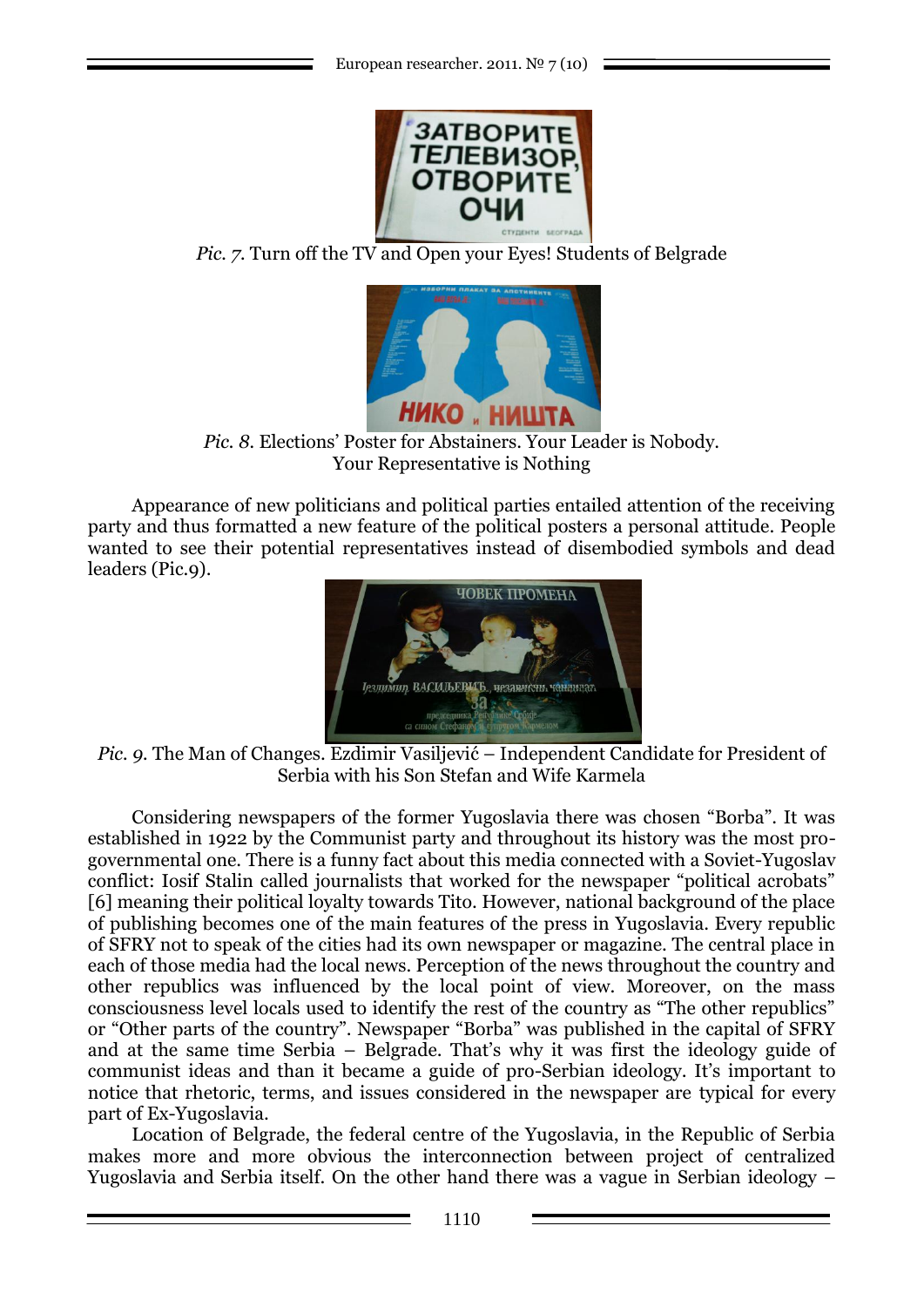*Pic. 7.* Turn off the TV and Open your Eyes! Students of Belgrade

*Pic. 8.* Elections' Poster for Abstainers. Your Leader is Nobody. Your Representative is Nothing

Appearance of new politicians and political parties entailed attention of the receiving party and thus formatted a new feature of the political posters a personal attitude. People wanted to see their potential representatives instead of disembodied symbols and dead leaders (Pic.9).

*Pic. 9.* The Man of Changes. Ezdimir Vasiljević – Independent Candidate for President of Serbia with his Son Stefan and Wife Karmela

Considering newspapers of the former Yugoslavia there was chosen "Borba". It was established in 1922 by the Communist party and throughout its history was the most pro-governmental one. There is a funny fact about this media connected with a Soviet-Yugoslav conflict: Iosif Stalin called journalists that worked for the newspaper "political acrobats" [6] meaning their political loyalty towards Tito. However, national background of the place of publishing becomes one of the main features of the press in Yugoslavia. Every republic of SFRY not to speak of the cities had its own newspaper or magazine. The central place in each of those media had the local news. Perception of the news throughout the country and other republics was influenced by the local point of view. Moreover, on the mass consciousness level locals used to identify the rest of the country as "The other republics" or "Other parts of the country". Newspaper "Borba" was published in the capital of SFRY and at the same time Serbia – Belgrade. That's why it was first the ideology guide of communist ideas and than it became a guide of pro-Serbian ideology. It's important to notice that rhetoric, terms, and issues considered in the newspaper are typical for every part of Ex-Yugoslavia.

Location of Belgrade, the federal centre of the Yugoslavia, in the Republic of Serbia makes more and more obvious the interconnection between project of centralized Yugoslavia and Serbia itself. On the other hand there was a vague in Serbian ideology –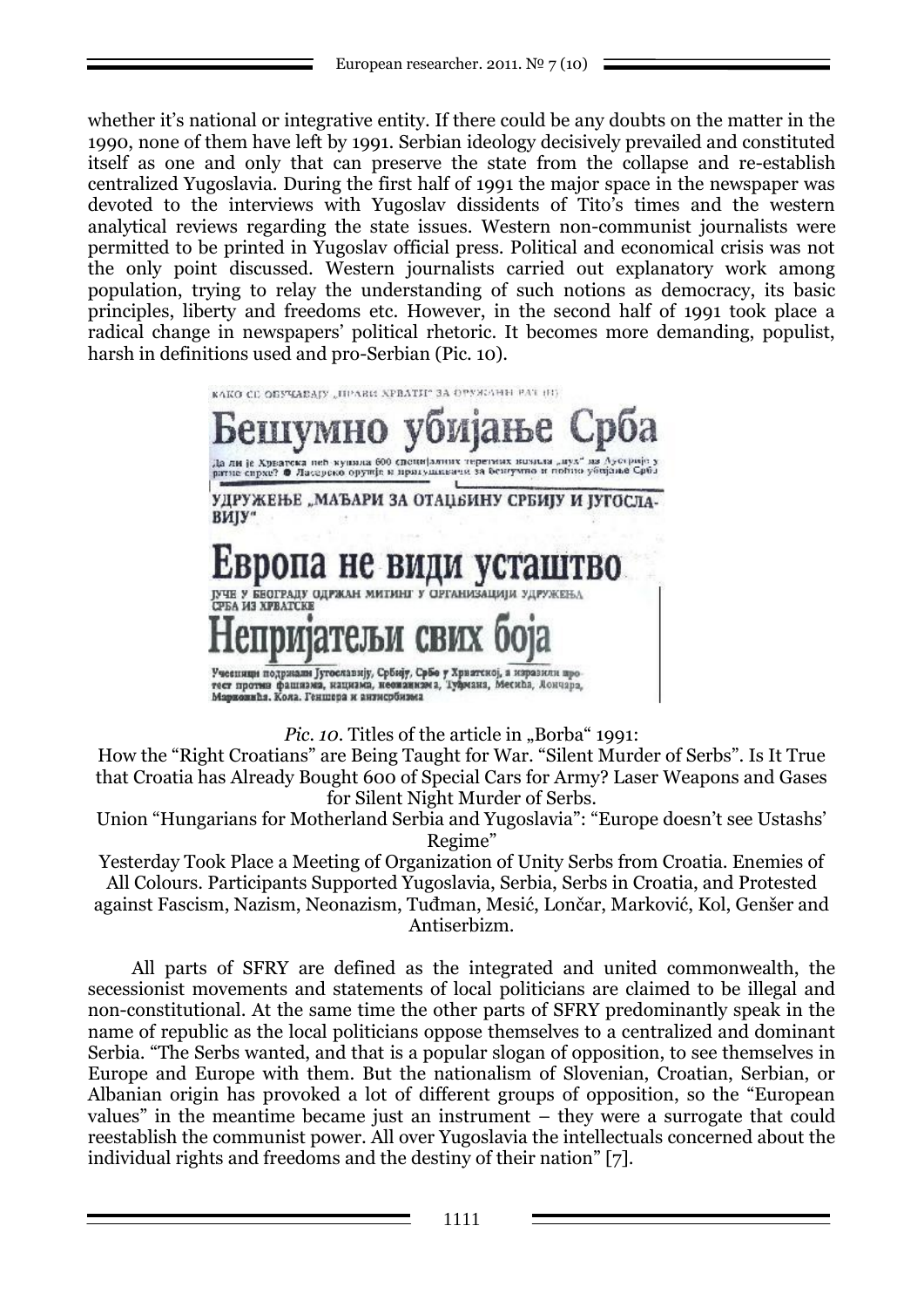whether it's national or integrative entity. If there could be any doubts on the matter in the 1990, none of them have left by 1991. Serbian ideology decisively prevailed and constituted itself as one and only that can preserve the state from the collapse and re-establish centralized Yugoslavia. During the first half of 1991 the major space in the newspaper was devoted to the interviews with Yugoslav dissidents of Tito's times and the western analytical reviews regarding the state issues. Western non-communist journalists were permitted to be printed in Yugoslav official press. Political and economical crisis was not the only point discussed. Western journalists carried out explanatory work among population, trying to relay the understanding of such notions as democracy, its basic principles, liberty and freedoms etc. However, in the second half of 1991 took place a radical change in newspapers' political rhetoric. It becomes more demanding, populist, harsh in definitions used and pro-Serbian (Pic. 10).

КАКО СЕ ОБУЧАВАЈУ „ПРАВИ ХРВАТИ" ЗА ОРУЖАНИ РАТ (II)

Бешумно убијање Срба

Да ли је Хрватска већ купила 600 специјалних теретних возила „пух" из Аустрије у ратне сврхе? ● Ласерско оружје и пригушивачи за бешумно и ноћно убијање Срба

УДРУЖЕЊЕ „МАЂАРИ ЗА ОТАЏБИНУ СРБИЈУ И ЈУГОСЛАВИЈУ"

Европа не види усташтво

ЈУЧЕ У БЕОГРАДУ ОДРЖАН МИТИНГ У ОРГАНИЗАЦИЈИ УДРУЖЕЊА СРБА ИЗ ХРВАТСКЕ

Непријатељи свих боја

Учесници подржали Југославију, Србију, Србе у Хрватској, а изразили протест против фашизма, нацизма, неонацизма, Туђмана, Месића, Лончара, Марковића, Кола, Геншера и антисрбизма

*Pic. 10.* Titles of the article in „Borba" 1991:
How the "Right Croatians" are Being Taught for War. "Silent Murder of Serbs". Is It True that Croatia has Already Bought 600 of Special Cars for Army? Laser Weapons and Gases for Silent Night Murder of Serbs.
Union "Hungarians for Motherland Serbia and Yugoslavia": "Europe doesn't see Ustashs' Regime"
Yesterday Took Place a Meeting of Organization of Unity Serbs from Croatia. Enemies of All Colours. Participants Supported Yugoslavia, Serbia, Serbs in Croatia, and Protested against Fascism, Nazism, Neonazism, Tuđman, Mesić, Lončar, Marković, Kol, Genšer and Antiserbizm.

All parts of SFRY are defined as the integrated and united commonwealth, the secessionist movements and statements of local politicians are claimed to be illegal and non-constitutional. At the same time the other parts of SFRY predominantly speak in the name of republic as the local politicians oppose themselves to a centralized and dominant Serbia. "The Serbs wanted, and that is a popular slogan of opposition, to see themselves in Europe and Europe with them. But the nationalism of Slovenian, Croatian, Serbian, or Albanian origin has provoked a lot of different groups of opposition, so the "European values" in the meantime became just an instrument – they were a surrogate that could reestablish the communist power. All over Yugoslavia the intellectuals concerned about the individual rights and freedoms and the destiny of their nation" [7].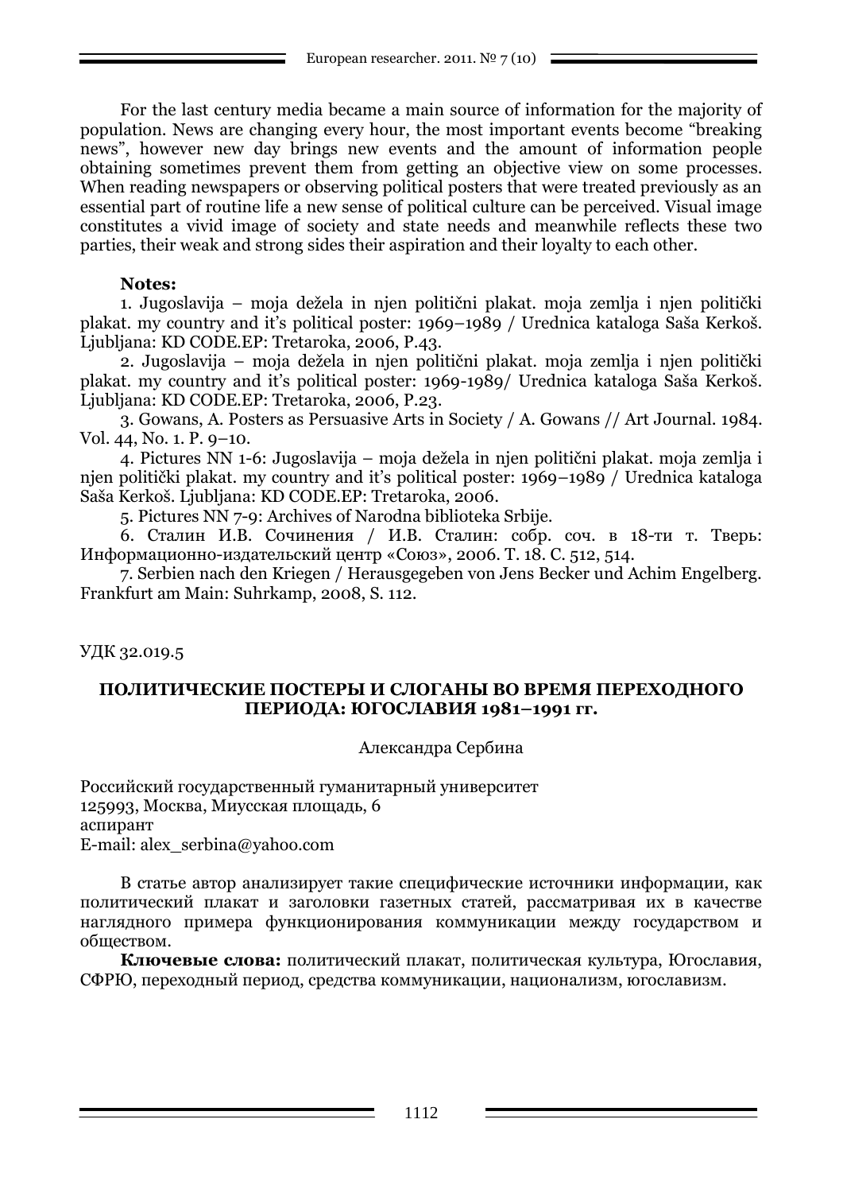For the last century media became a main source of information for the majority of population. News are changing every hour, the most important events become "breaking news", however new day brings new events and the amount of information people obtaining sometimes prevent them from getting an objective view on some processes. When reading newspapers or observing political posters that were treated previously as an essential part of routine life a new sense of political culture can be perceived. Visual image constitutes a vivid image of society and state needs and meanwhile reflects these two parties, their weak and strong sides their aspiration and their loyalty to each other.

**Notes:**

1. Jugoslavija – moja dežela in njen politični plakat. moja zemlja i njen politički plakat. my country and it's political poster: 1969–1989 / Urednica kataloga Saša Kerkoš. Ljubljana: KD CODE.EP: Tretaroka, 2006, P.43.
2. Jugoslavija – moja dežela in njen politični plakat. moja zemlja i njen politički plakat. my country and it's political poster: 1969-1989/ Urednica kataloga Saša Kerkoš. Ljubljana: KD CODE.EP: Tretaroka, 2006, P.23.
3. Gowans, A. Posters as Persuasive Arts in Society / A. Gowans // Art Journal. 1984. Vol. 44, No. 1. P. 9–10.
4. Pictures NN 1-6: Jugoslavija – moja dežela in njen politični plakat. moja zemlja i njen politički plakat. my country and it's political poster: 1969–1989 / Urednica kataloga Saša Kerkoš. Ljubljana: KD CODE.EP: Tretaroka, 2006.
5. Pictures NN 7-9: Archives of Narodna biblioteka Srbije.
6. Сталин И.В. Сочинения / И.В. Сталин: собр. соч. в 18-ти т. Тверь: Информационно-издательский центр «Союз», 2006. Т. 18. С. 512, 514.
7. Serbien nach den Kriegen / Herausgegeben von Jens Becker und Achim Engelberg. Frankfurt am Main: Suhrkamp, 2008, S. 112.

УДК 32.019.5

## ПОЛИТИЧЕСКИЕ ПОСТЕРЫ И СЛОГАНЫ ВО ВРЕМЯ ПЕРЕХОДНОГО ПЕРИОДА: ЮГОСЛАВИЯ 1981–1991 гг.

Александра Сербина

Российский государственный гуманитарный университет
125993, Москва, Миусская площадь, 6
аспирант
E-mail: alex_serbina@yahoo.com

В статье автор анализирует такие специфические источники информации, как политический плакат и заголовки газетных статей, рассматривая их в качестве наглядного примера функционирования коммуникации между государством и обществом.

**Ключевые слова:** политический плакат, политическая культура, Югославия, СФРЮ, переходный период, средства коммуникации, национализм, югославизм.